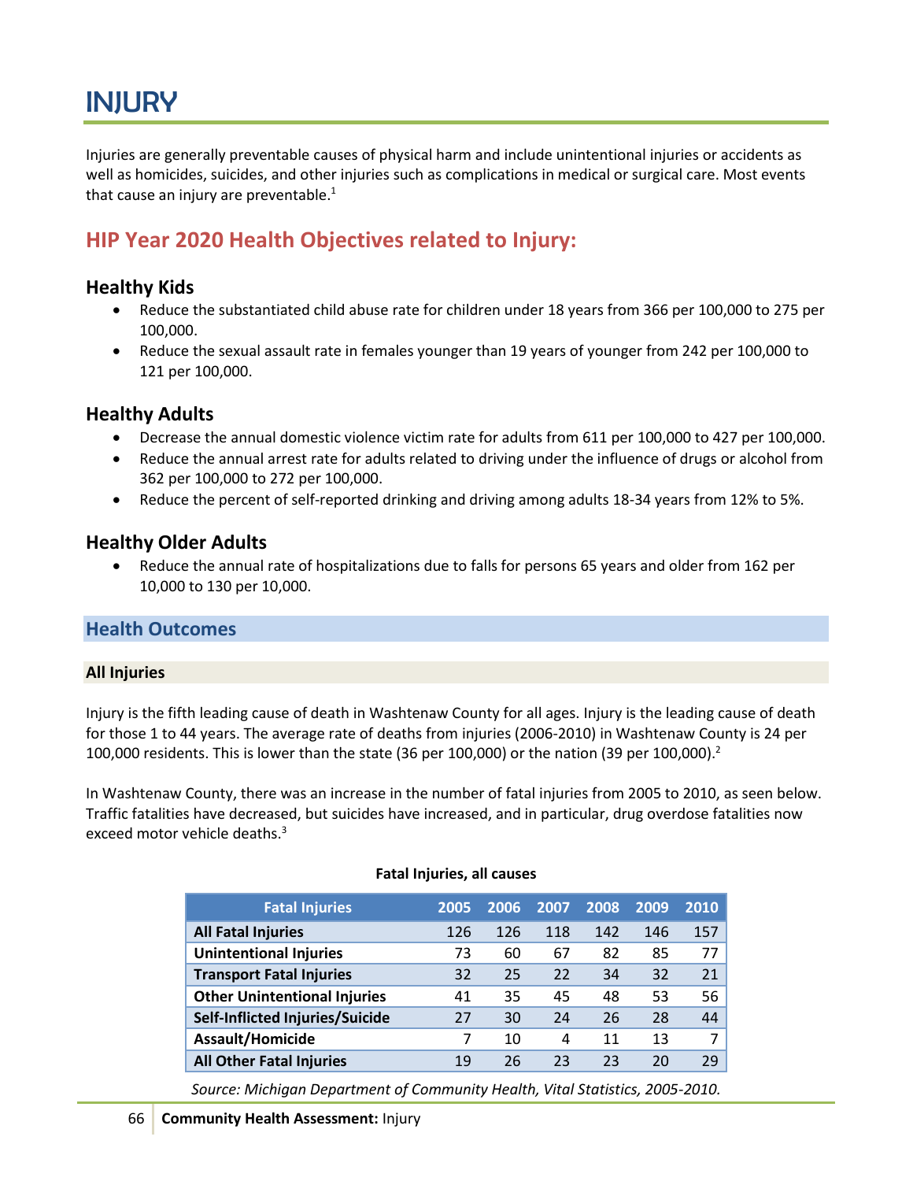# INJURY

Injuries are generally preventable causes of physical harm and include unintentional injuries or accidents as well as homicides, suicides, and other injuries such as complications in medical or surgical care. Most events that cause an injury are preventable.[1]

## HIP Year 2020 Health Objectives related to Injury:

### Healthy Kids

- Reduce the substantiated child abuse rate for children under 18 years from 366 per 100,000 to 275 per 100,000.
- Reduce the sexual assault rate in females younger than 19 years of younger from 242 per 100,000 to 121 per 100,000.

### Healthy Adults

- Decrease the annual domestic violence victim rate for adults from 611 per 100,000 to 427 per 100,000.
- Reduce the annual arrest rate for adults related to driving under the influence of drugs or alcohol from 362 per 100,000 to 272 per 100,000.
- Reduce the percent of self-reported drinking and driving among adults 18-34 years from 12% to 5%.

### Healthy Older Adults

- Reduce the annual rate of hospitalizations due to falls for persons 65 years and older from 162 per 10,000 to 130 per 10,000.

## Health Outcomes

### All Injuries

Injury is the fifth leading cause of death in Washtenaw County for all ages. Injury is the leading cause of death for those 1 to 44 years. The average rate of deaths from injuries (2006-2010) in Washtenaw County is 24 per 100,000 residents. This is lower than the state (36 per 100,000) or the nation (39 per 100,000).[2]

In Washtenaw County, there was an increase in the number of fatal injuries from 2005 to 2010, as seen below. Traffic fatalities have decreased, but suicides have increased, and in particular, drug overdose fatalities now exceed motor vehicle deaths.[3]

**Fatal Injuries, all causes**

| Fatal Injuries | 2005 | 2006 | 2007 | 2008 | 2009 | 2010 |
|---|---|---|---|---|---|---|
| **All Fatal Injuries** | 126 | 126 | 118 | 142 | 146 | 157 |
| **Unintentional Injuries** | 73 | 60 | 67 | 82 | 85 | 77 |
| **Transport Fatal Injuries** | 32 | 25 | 22 | 34 | 32 | 21 |
| **Other Unintentional Injuries** | 41 | 35 | 45 | 48 | 53 | 56 |
| **Self-Inflicted Injuries/Suicide** | 27 | 30 | 24 | 26 | 28 | 44 |
| **Assault/Homicide** | 7 | 10 | 4 | 11 | 13 | 7 |
| **All Other Fatal Injuries** | 19 | 26 | 23 | 23 | 20 | 29 |

*Source: Michigan Department of Community Health, Vital Statistics, 2005-2010.*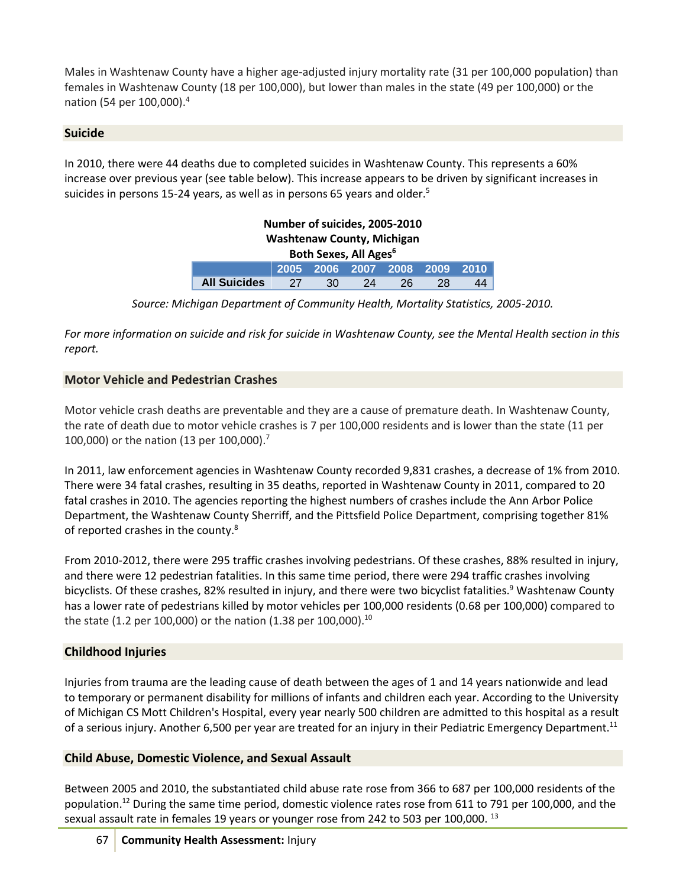Males in Washtenaw County have a higher age-adjusted injury mortality rate (31 per 100,000 population) than females in Washtenaw County (18 per 100,000), but lower than males in the state (49 per 100,000) or the nation (54 per 100,000).[4]

## Suicide

In 2010, there were 44 deaths due to completed suicides in Washtenaw County. This represents a 60% increase over previous year (see table below). This increase appears to be driven by significant increases in suicides in persons 15-24 years, as well as in persons 65 years and older.[5]

**Number of suicides, 2005-2010**
**Washtenaw County, Michigan**
**Both Sexes, All Ages**[6]

| | 2005 | 2006 | 2007 | 2008 | 2009 | 2010 |
|---|---|---|---|---|---|---|
| **All Suicides** | 27 | 30 | 24 | 26 | 28 | 44 |

*Source: Michigan Department of Community Health, Mortality Statistics, 2005-2010.*

*For more information on suicide and risk for suicide in Washtenaw County, see the Mental Health section in this report.*

## Motor Vehicle and Pedestrian Crashes

Motor vehicle crash deaths are preventable and they are a cause of premature death. In Washtenaw County, the rate of death due to motor vehicle crashes is 7 per 100,000 residents and is lower than the state (11 per 100,000) or the nation (13 per 100,000).[7]

In 2011, law enforcement agencies in Washtenaw County recorded 9,831 crashes, a decrease of 1% from 2010. There were 34 fatal crashes, resulting in 35 deaths, reported in Washtenaw County in 2011, compared to 20 fatal crashes in 2010. The agencies reporting the highest numbers of crashes include the Ann Arbor Police Department, the Washtenaw County Sherriff, and the Pittsfield Police Department, comprising together 81% of reported crashes in the county.[8]

From 2010-2012, there were 295 traffic crashes involving pedestrians. Of these crashes, 88% resulted in injury, and there were 12 pedestrian fatalities. In this same time period, there were 294 traffic crashes involving bicyclists. Of these crashes, 82% resulted in injury, and there were two bicyclist fatalities.[9] Washtenaw County has a lower rate of pedestrians killed by motor vehicles per 100,000 residents (0.68 per 100,000) compared to the state (1.2 per 100,000) or the nation (1.38 per 100,000).[10]

## Childhood Injuries

Injuries from trauma are the leading cause of death between the ages of 1 and 14 years nationwide and lead to temporary or permanent disability for millions of infants and children each year. According to the University of Michigan CS Mott Children's Hospital, every year nearly 500 children are admitted to this hospital as a result of a serious injury. Another 6,500 per year are treated for an injury in their Pediatric Emergency Department.[11]

## Child Abuse, Domestic Violence, and Sexual Assault

Between 2005 and 2010, the substantiated child abuse rate rose from 366 to 687 per 100,000 residents of the population.[12] During the same time period, domestic violence rates rose from 611 to 791 per 100,000, and the sexual assault rate in females 19 years or younger rose from 242 to 503 per 100,000. [13]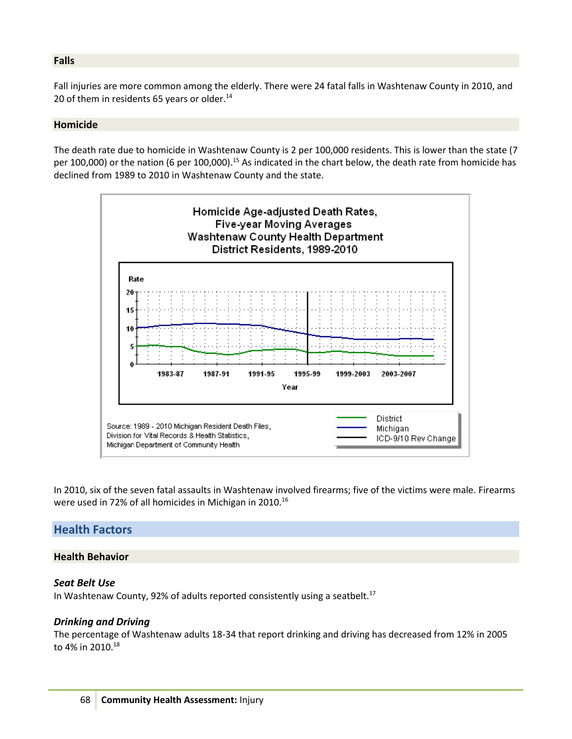### Falls

Fall injuries are more common among the elderly. There were 24 fatal falls in Washtenaw County in 2010, and 20 of them in residents 65 years or older.[14]

### Homicide

The death rate due to homicide in Washtenaw County is 2 per 100,000 residents. This is lower than the state (7 per 100,000) or the nation (6 per 100,000).[15] As indicated in the chart below, the death rate from homicide has declined from 1989 to 2010 in Washtenaw County and the state.

Homicide Age-adjusted Death Rates, Five-year Moving Averages Washtenaw County Health Department District Residents, 1989-2010

Source: 1989 - 2010 Michigan Resident Death Files, Division for Vital Records & Health Statistics, Michigan Department of Community Health

In 2010, six of the seven fatal assaults in Washtenaw involved firearms; five of the victims were male. Firearms were used in 72% of all homicides in Michigan in 2010.[16]

## Health Factors

### Health Behavior

#### *Seat Belt Use*

In Washtenaw County, 92% of adults reported consistently using a seatbelt.[17]

#### *Drinking and Driving*

The percentage of Washtenaw adults 18-34 that report drinking and driving has decreased from 12% in 2005 to 4% in 2010.[18]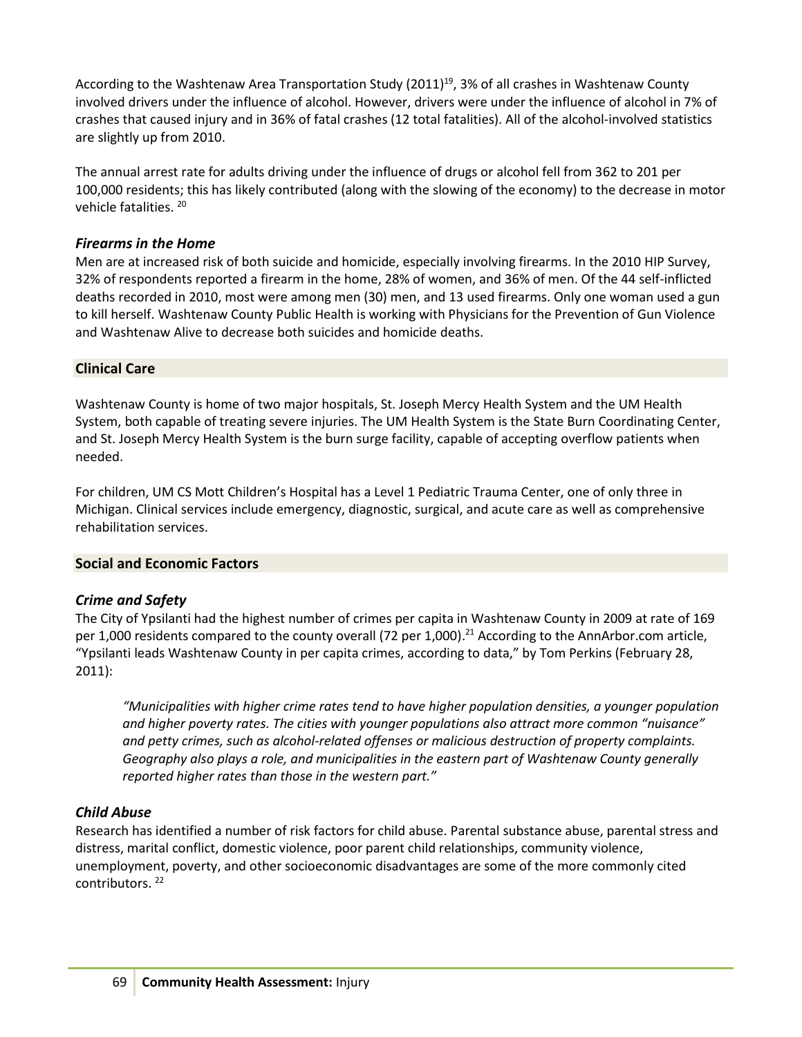According to the Washtenaw Area Transportation Study (2011)[19], 3% of all crashes in Washtenaw County involved drivers under the influence of alcohol. However, drivers were under the influence of alcohol in 7% of crashes that caused injury and in 36% of fatal crashes (12 total fatalities). All of the alcohol-involved statistics are slightly up from 2010.

The annual arrest rate for adults driving under the influence of drugs or alcohol fell from 362 to 201 per 100,000 residents; this has likely contributed (along with the slowing of the economy) to the decrease in motor vehicle fatalities. [20]

### *Firearms in the Home*

Men are at increased risk of both suicide and homicide, especially involving firearms. In the 2010 HIP Survey, 32% of respondents reported a firearm in the home, 28% of women, and 36% of men. Of the 44 self-inflicted deaths recorded in 2010, most were among men (30) men, and 13 used firearms. Only one woman used a gun to kill herself. Washtenaw County Public Health is working with Physicians for the Prevention of Gun Violence and Washtenaw Alive to decrease both suicides and homicide deaths.

## Clinical Care

Washtenaw County is home of two major hospitals, St. Joseph Mercy Health System and the UM Health System, both capable of treating severe injuries. The UM Health System is the State Burn Coordinating Center, and St. Joseph Mercy Health System is the burn surge facility, capable of accepting overflow patients when needed.

For children, UM CS Mott Children's Hospital has a Level 1 Pediatric Trauma Center, one of only three in Michigan. Clinical services include emergency, diagnostic, surgical, and acute care as well as comprehensive rehabilitation services.

## Social and Economic Factors

### *Crime and Safety*

The City of Ypsilanti had the highest number of crimes per capita in Washtenaw County in 2009 at rate of 169 per 1,000 residents compared to the county overall (72 per 1,000).[21] According to the AnnArbor.com article, "Ypsilanti leads Washtenaw County in per capita crimes, according to data," by Tom Perkins (February 28, 2011):

> *"Municipalities with higher crime rates tend to have higher population densities, a younger population and higher poverty rates. The cities with younger populations also attract more common "nuisance" and petty crimes, such as alcohol-related offenses or malicious destruction of property complaints. Geography also plays a role, and municipalities in the eastern part of Washtenaw County generally reported higher rates than those in the western part."*

### *Child Abuse*

Research has identified a number of risk factors for child abuse. Parental substance abuse, parental stress and distress, marital conflict, domestic violence, poor parent child relationships, community violence, unemployment, poverty, and other socioeconomic disadvantages are some of the more commonly cited contributors. [22]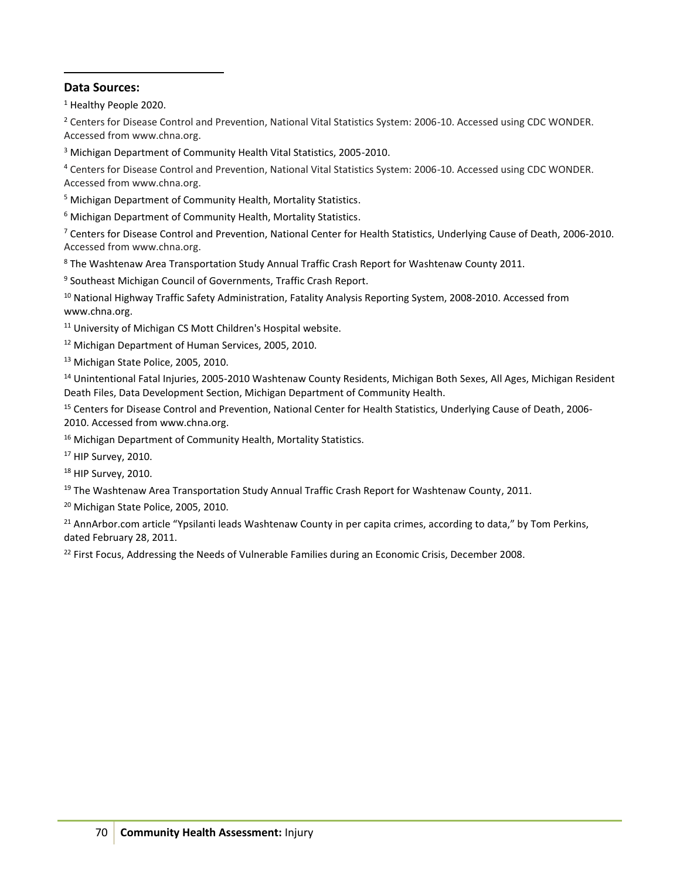**Data Sources:**

[1] Healthy People 2020.

[2] Centers for Disease Control and Prevention, National Vital Statistics System: 2006-10. Accessed using CDC WONDER. Accessed from www.chna.org.

[3] Michigan Department of Community Health Vital Statistics, 2005-2010.

[4] Centers for Disease Control and Prevention, National Vital Statistics System: 2006-10. Accessed using CDC WONDER. Accessed from www.chna.org.

[5] Michigan Department of Community Health, Mortality Statistics.

[6] Michigan Department of Community Health, Mortality Statistics.

[7] Centers for Disease Control and Prevention, National Center for Health Statistics, Underlying Cause of Death, 2006-2010. Accessed from www.chna.org.

[8] The Washtenaw Area Transportation Study Annual Traffic Crash Report for Washtenaw County 2011.

[9] Southeast Michigan Council of Governments, Traffic Crash Report.

[10] National Highway Traffic Safety Administration, Fatality Analysis Reporting System, 2008-2010. Accessed from www.chna.org.

[11] University of Michigan CS Mott Children's Hospital website.

[12] Michigan Department of Human Services, 2005, 2010.

[13] Michigan State Police, 2005, 2010.

[14] Unintentional Fatal Injuries, 2005-2010 Washtenaw County Residents, Michigan Both Sexes, All Ages, Michigan Resident Death Files, Data Development Section, Michigan Department of Community Health.

[15] Centers for Disease Control and Prevention, National Center for Health Statistics, Underlying Cause of Death, 2006-2010. Accessed from www.chna.org.

[16] Michigan Department of Community Health, Mortality Statistics.

[17] HIP Survey, 2010.

[18] HIP Survey, 2010.

[19] The Washtenaw Area Transportation Study Annual Traffic Crash Report for Washtenaw County, 2011.

[20] Michigan State Police, 2005, 2010.

[21] AnnArbor.com article "Ypsilanti leads Washtenaw County in per capita crimes, according to data," by Tom Perkins, dated February 28, 2011.

[22] First Focus, Addressing the Needs of Vulnerable Families during an Economic Crisis, December 2008.